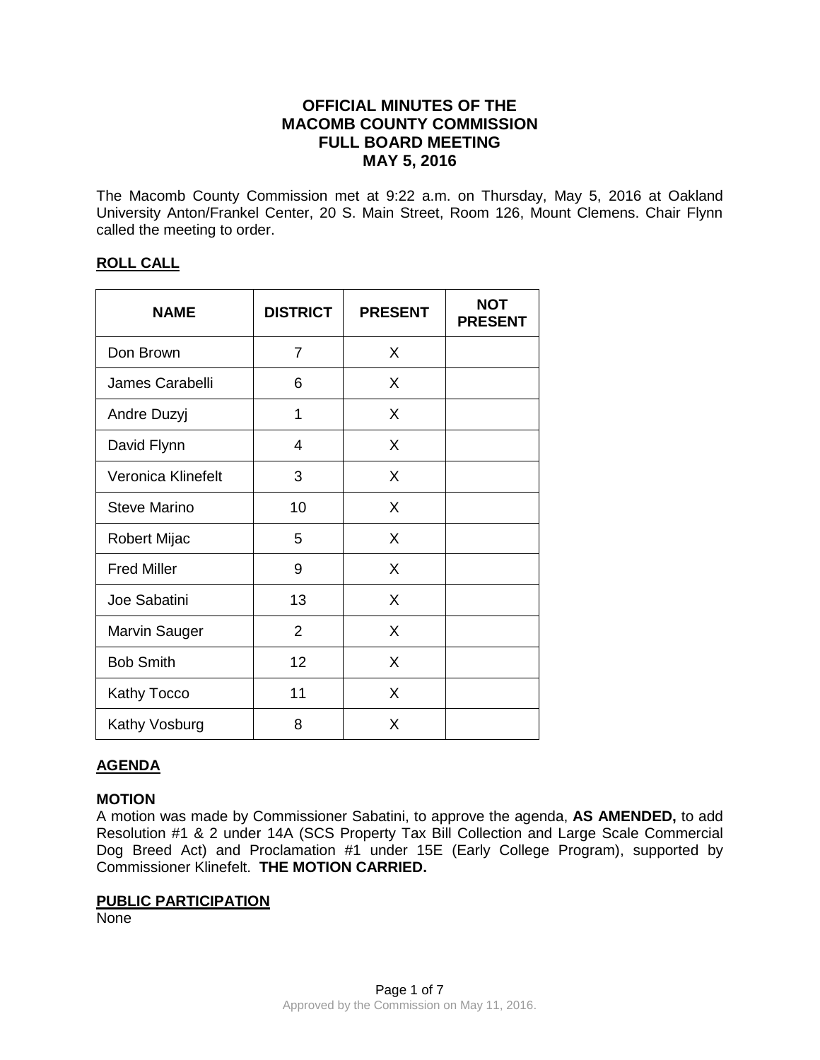# OFFICIAL MINUTES OF THE MACOMB COUNTY COMMISSION FULL BOARD MEETING MAY 5, 2016

The Macomb County Commission met at 9:22 a.m. on Thursday, May 5, 2016 at Oakland University Anton/Frankel Center, 20 S. Main Street, Room 126, Mount Clemens. Chair Flynn called the meeting to order.

## ROLL CALL

| NAME | DISTRICT | PRESENT | NOT PRESENT |
|---|---|---|---|
| Don Brown | 7 | X | |
| James Carabelli | 6 | X | |
| Andre Duzyj | 1 | X | |
| David Flynn | 4 | X | |
| Veronica Klinefelt | 3 | X | |
| Steve Marino | 10 | X | |
| Robert Mijac | 5 | X | |
| Fred Miller | 9 | X | |
| Joe Sabatini | 13 | X | |
| Marvin Sauger | 2 | X | |
| Bob Smith | 12 | X | |
| Kathy Tocco | 11 | X | |
| Kathy Vosburg | 8 | X | |

## AGENDA

### MOTION

A motion was made by Commissioner Sabatini, to approve the agenda, **AS AMENDED,** to add Resolution #1 & 2 under 14A (SCS Property Tax Bill Collection and Large Scale Commercial Dog Breed Act) and Proclamation #1 under 15E (Early College Program), supported by Commissioner Klinefelt. **THE MOTION CARRIED.**

## PUBLIC PARTICIPATION

None

Approved by the Commission on May 11, 2016.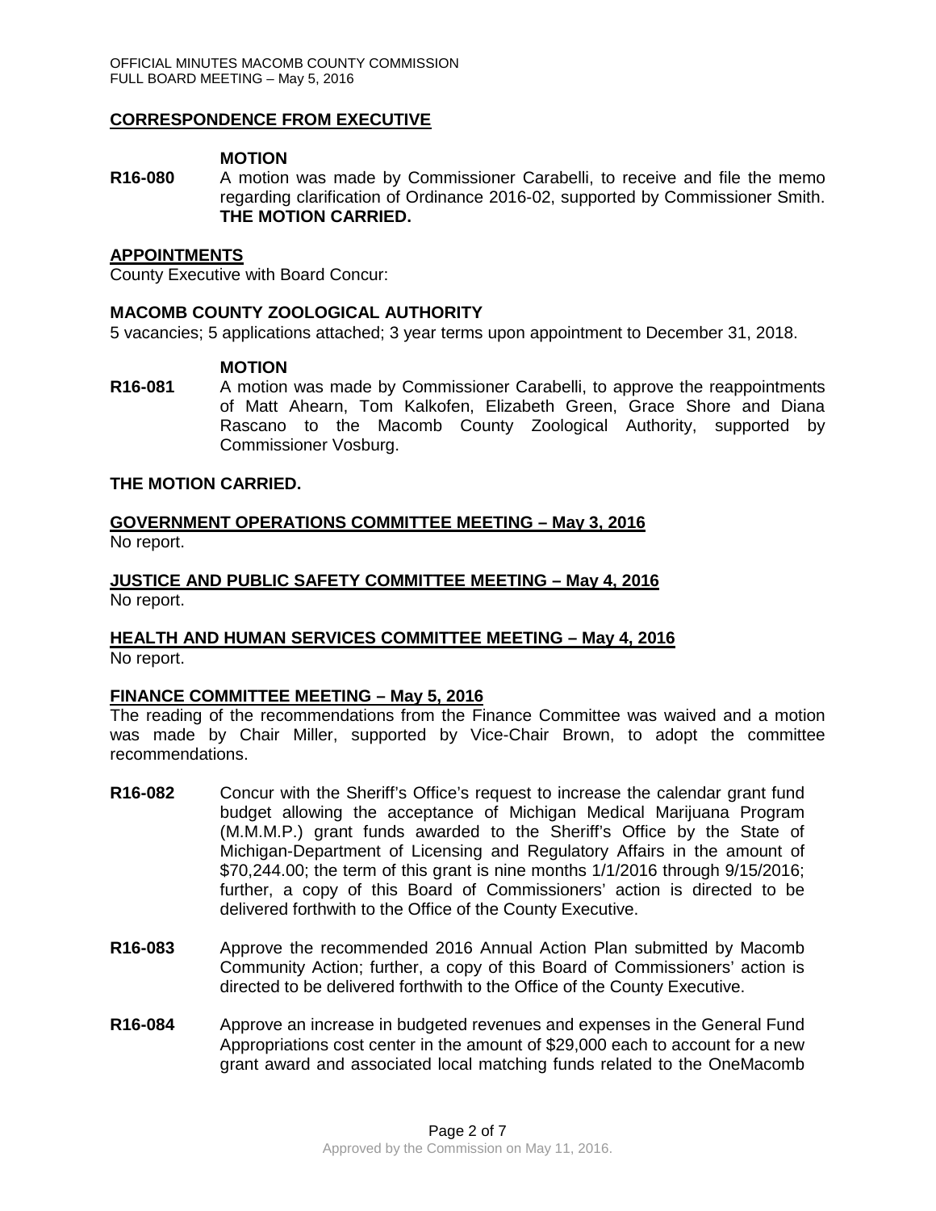## CORRESPONDENCE FROM EXECUTIVE

**MOTION**

**R16-080** A motion was made by Commissioner Carabelli, to receive and file the memo regarding clarification of Ordinance 2016-02, supported by Commissioner Smith. **THE MOTION CARRIED.**

## APPOINTMENTS

County Executive with Board Concur:

### MACOMB COUNTY ZOOLOGICAL AUTHORITY

5 vacancies; 5 applications attached; 3 year terms upon appointment to December 31, 2018.

**MOTION**

**R16-081** A motion was made by Commissioner Carabelli, to approve the reappointments of Matt Ahearn, Tom Kalkofen, Elizabeth Green, Grace Shore and Diana Rascano to the Macomb County Zoological Authority, supported by Commissioner Vosburg.

**THE MOTION CARRIED.**

## GOVERNMENT OPERATIONS COMMITTEE MEETING – May 3, 2016

No report.

## JUSTICE AND PUBLIC SAFETY COMMITTEE MEETING – May 4, 2016

No report.

## HEALTH AND HUMAN SERVICES COMMITTEE MEETING – May 4, 2016

No report.

## FINANCE COMMITTEE MEETING – May 5, 2016

The reading of the recommendations from the Finance Committee was waived and a motion was made by Chair Miller, supported by Vice-Chair Brown, to adopt the committee recommendations.

**R16-082** Concur with the Sheriff's Office's request to increase the calendar grant fund budget allowing the acceptance of Michigan Medical Marijuana Program (M.M.M.P.) grant funds awarded to the Sheriff's Office by the State of Michigan-Department of Licensing and Regulatory Affairs in the amount of $70,244.00; the term of this grant is nine months 1/1/2016 through 9/15/2016; further, a copy of this Board of Commissioners' action is directed to be delivered forthwith to the Office of the County Executive.

**R16-083** Approve the recommended 2016 Annual Action Plan submitted by Macomb Community Action; further, a copy of this Board of Commissioners' action is directed to be delivered forthwith to the Office of the County Executive.

**R16-084** Approve an increase in budgeted revenues and expenses in the General Fund Appropriations cost center in the amount of $29,000 each to account for a new grant award and associated local matching funds related to the OneMacomb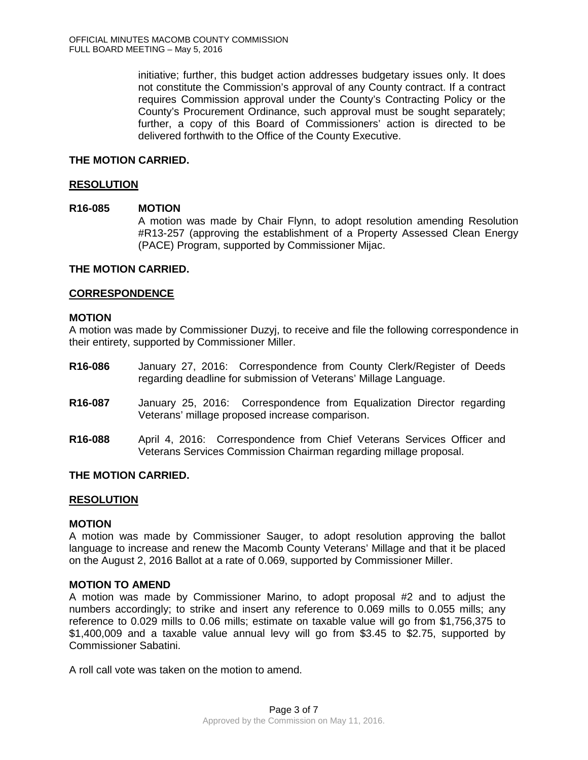initiative; further, this budget action addresses budgetary issues only. It does not constitute the Commission's approval of any County contract. If a contract requires Commission approval under the County's Contracting Policy or the County's Procurement Ordinance, such approval must be sought separately; further, a copy of this Board of Commissioners' action is directed to be delivered forthwith to the Office of the County Executive.

**THE MOTION CARRIED.**

**RESOLUTION**

**R16-085 MOTION**

A motion was made by Chair Flynn, to adopt resolution amending Resolution #R13-257 (approving the establishment of a Property Assessed Clean Energy (PACE) Program, supported by Commissioner Mijac.

**THE MOTION CARRIED.**

**CORRESPONDENCE**

**MOTION**

A motion was made by Commissioner Duzyj, to receive and file the following correspondence in their entirety, supported by Commissioner Miller.

**R16-086** January 27, 2016: Correspondence from County Clerk/Register of Deeds regarding deadline for submission of Veterans' Millage Language.

**R16-087** January 25, 2016: Correspondence from Equalization Director regarding Veterans' millage proposed increase comparison.

**R16-088** April 4, 2016: Correspondence from Chief Veterans Services Officer and Veterans Services Commission Chairman regarding millage proposal.

**THE MOTION CARRIED.**

**RESOLUTION**

**MOTION**

A motion was made by Commissioner Sauger, to adopt resolution approving the ballot language to increase and renew the Macomb County Veterans' Millage and that it be placed on the August 2, 2016 Ballot at a rate of 0.069, supported by Commissioner Miller.

**MOTION TO AMEND**

A motion was made by Commissioner Marino, to adopt proposal #2 and to adjust the numbers accordingly; to strike and insert any reference to 0.069 mills to 0.055 mills; any reference to 0.029 mills to 0.06 mills; estimate on taxable value will go from $1,756,375 to $1,400,009 and a taxable value annual levy will go from $3.45 to $2.75, supported by Commissioner Sabatini.

A roll call vote was taken on the motion to amend.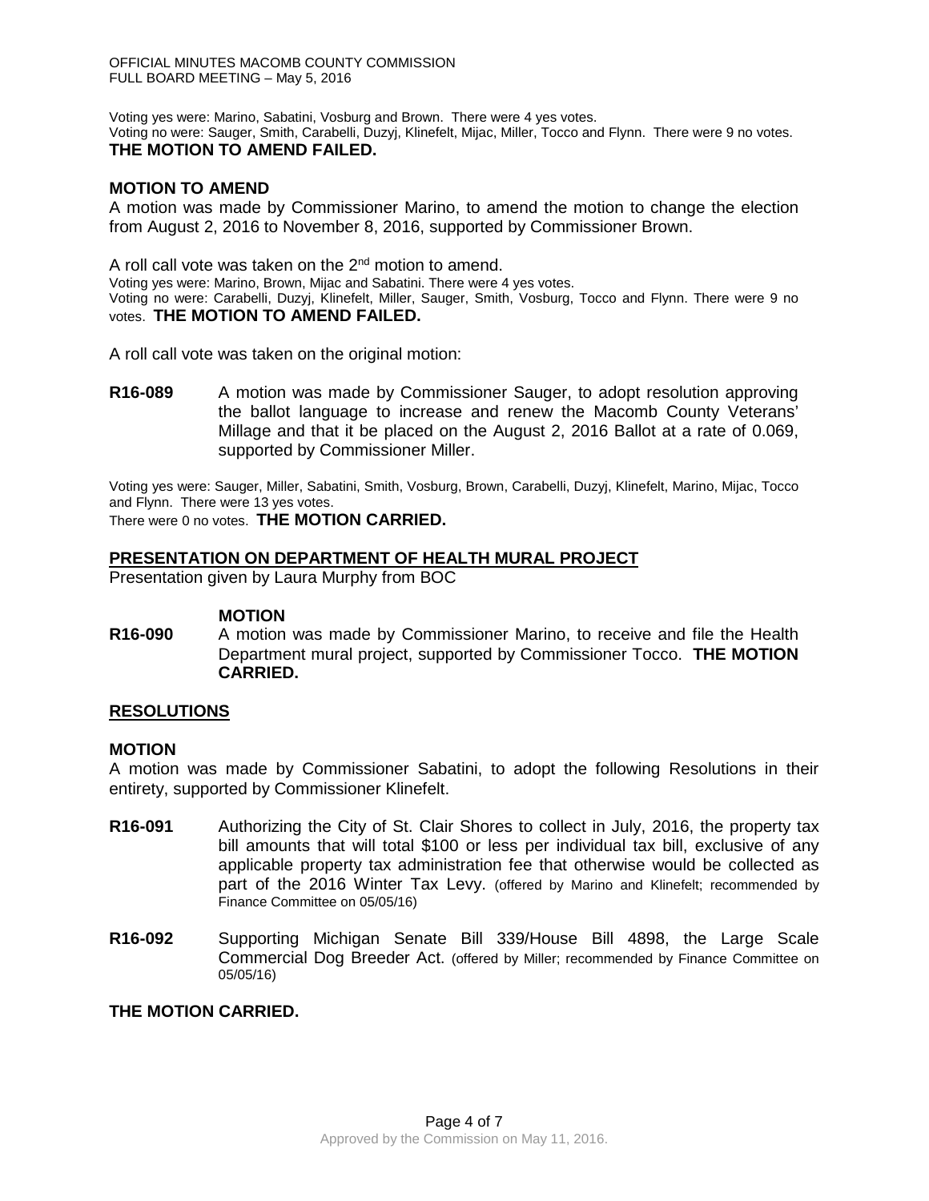Voting yes were: Marino, Sabatini, Vosburg and Brown. There were 4 yes votes.
Voting no were: Sauger, Smith, Carabelli, Duzyj, Klinefelt, Mijac, Miller, Tocco and Flynn. There were 9 no votes.
**THE MOTION TO AMEND FAILED.**

**MOTION TO AMEND**

A motion was made by Commissioner Marino, to amend the motion to change the election from August 2, 2016 to November 8, 2016, supported by Commissioner Brown.

A roll call vote was taken on the 2nd motion to amend.
Voting yes were: Marino, Brown, Mijac and Sabatini. There were 4 yes votes.
Voting no were: Carabelli, Duzyj, Klinefelt, Miller, Sauger, Smith, Vosburg, Tocco and Flynn. There were 9 no votes. **THE MOTION TO AMEND FAILED.**

A roll call vote was taken on the original motion:

**R16-089** A motion was made by Commissioner Sauger, to adopt resolution approving the ballot language to increase and renew the Macomb County Veterans' Millage and that it be placed on the August 2, 2016 Ballot at a rate of 0.069, supported by Commissioner Miller.

Voting yes were: Sauger, Miller, Sabatini, Smith, Vosburg, Brown, Carabelli, Duzyj, Klinefelt, Marino, Mijac, Tocco and Flynn. There were 13 yes votes.
There were 0 no votes. **THE MOTION CARRIED.**

**PRESENTATION ON DEPARTMENT OF HEALTH MURAL PROJECT**

Presentation given by Laura Murphy from BOC

**MOTION**

**R16-090** A motion was made by Commissioner Marino, to receive and file the Health Department mural project, supported by Commissioner Tocco. **THE MOTION CARRIED.**

**RESOLUTIONS**

**MOTION**

A motion was made by Commissioner Sabatini, to adopt the following Resolutions in their entirety, supported by Commissioner Klinefelt.

**R16-091** Authorizing the City of St. Clair Shores to collect in July, 2016, the property tax bill amounts that will total $100 or less per individual tax bill, exclusive of any applicable property tax administration fee that otherwise would be collected as part of the 2016 Winter Tax Levy. (offered by Marino and Klinefelt; recommended by Finance Committee on 05/05/16)

**R16-092** Supporting Michigan Senate Bill 339/House Bill 4898, the Large Scale Commercial Dog Breeder Act. (offered by Miller; recommended by Finance Committee on 05/05/16)

**THE MOTION CARRIED.**

Approved by the Commission on May 11, 2016.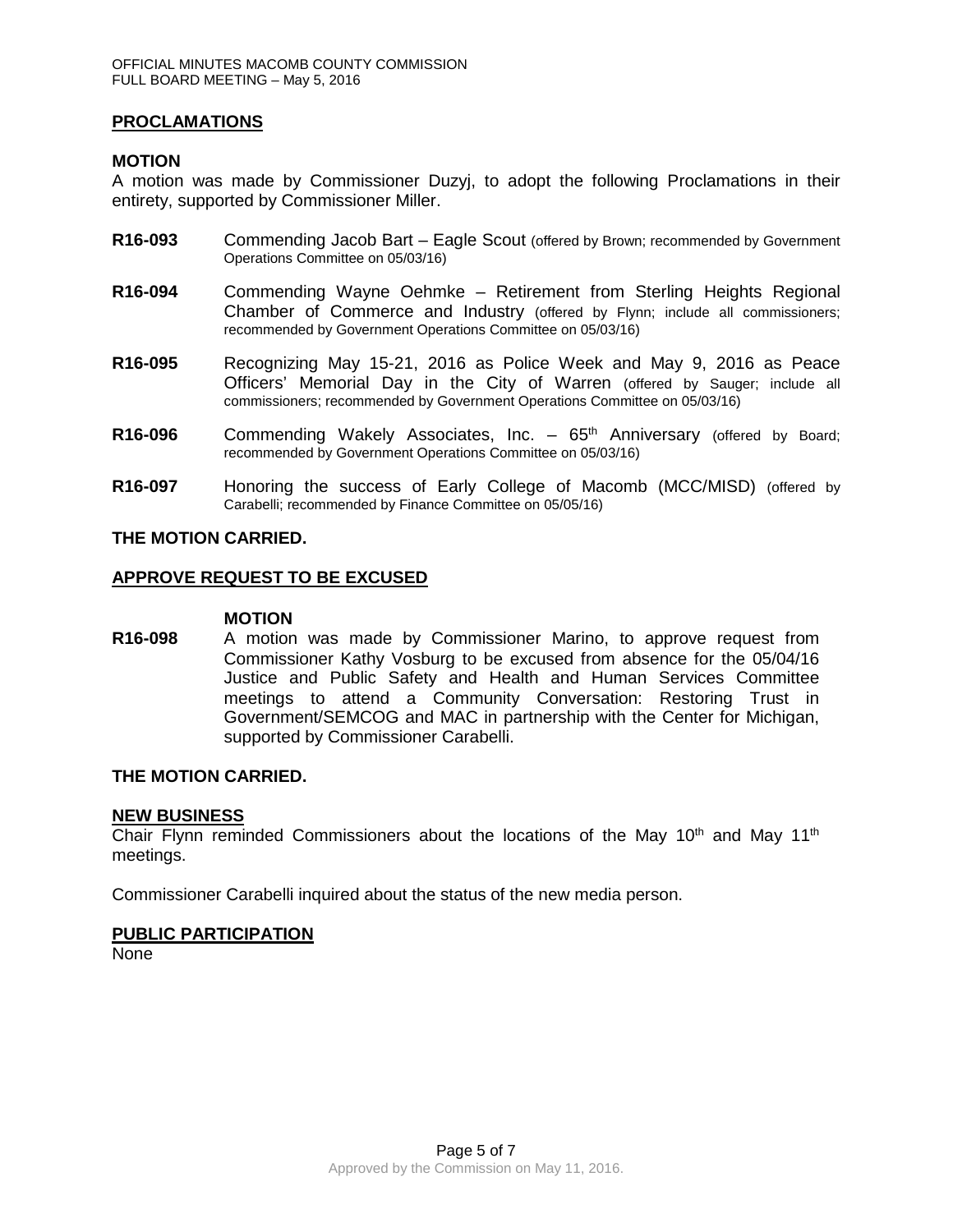## PROCLAMATIONS

**MOTION**

A motion was made by Commissioner Duzyj, to adopt the following Proclamations in their entirety, supported by Commissioner Miller.

**R16-093** Commending Jacob Bart – Eagle Scout (offered by Brown; recommended by Government Operations Committee on 05/03/16)

**R16-094** Commending Wayne Oehmke – Retirement from Sterling Heights Regional Chamber of Commerce and Industry (offered by Flynn; include all commissioners; recommended by Government Operations Committee on 05/03/16)

**R16-095** Recognizing May 15-21, 2016 as Police Week and May 9, 2016 as Peace Officers' Memorial Day in the City of Warren (offered by Sauger; include all commissioners; recommended by Government Operations Committee on 05/03/16)

**R16-096** Commending Wakely Associates, Inc. – 65th Anniversary (offered by Board; recommended by Government Operations Committee on 05/03/16)

**R16-097** Honoring the success of Early College of Macomb (MCC/MISD) (offered by Carabelli; recommended by Finance Committee on 05/05/16)

**THE MOTION CARRIED.**

## APPROVE REQUEST TO BE EXCUSED

**MOTION**

**R16-098** A motion was made by Commissioner Marino, to approve request from Commissioner Kathy Vosburg to be excused from absence for the 05/04/16 Justice and Public Safety and Health and Human Services Committee meetings to attend a Community Conversation: Restoring Trust in Government/SEMCOG and MAC in partnership with the Center for Michigan, supported by Commissioner Carabelli.

**THE MOTION CARRIED.**

## NEW BUSINESS

Chair Flynn reminded Commissioners about the locations of the May 10th and May 11th meetings.

Commissioner Carabelli inquired about the status of the new media person.

## PUBLIC PARTICIPATION

None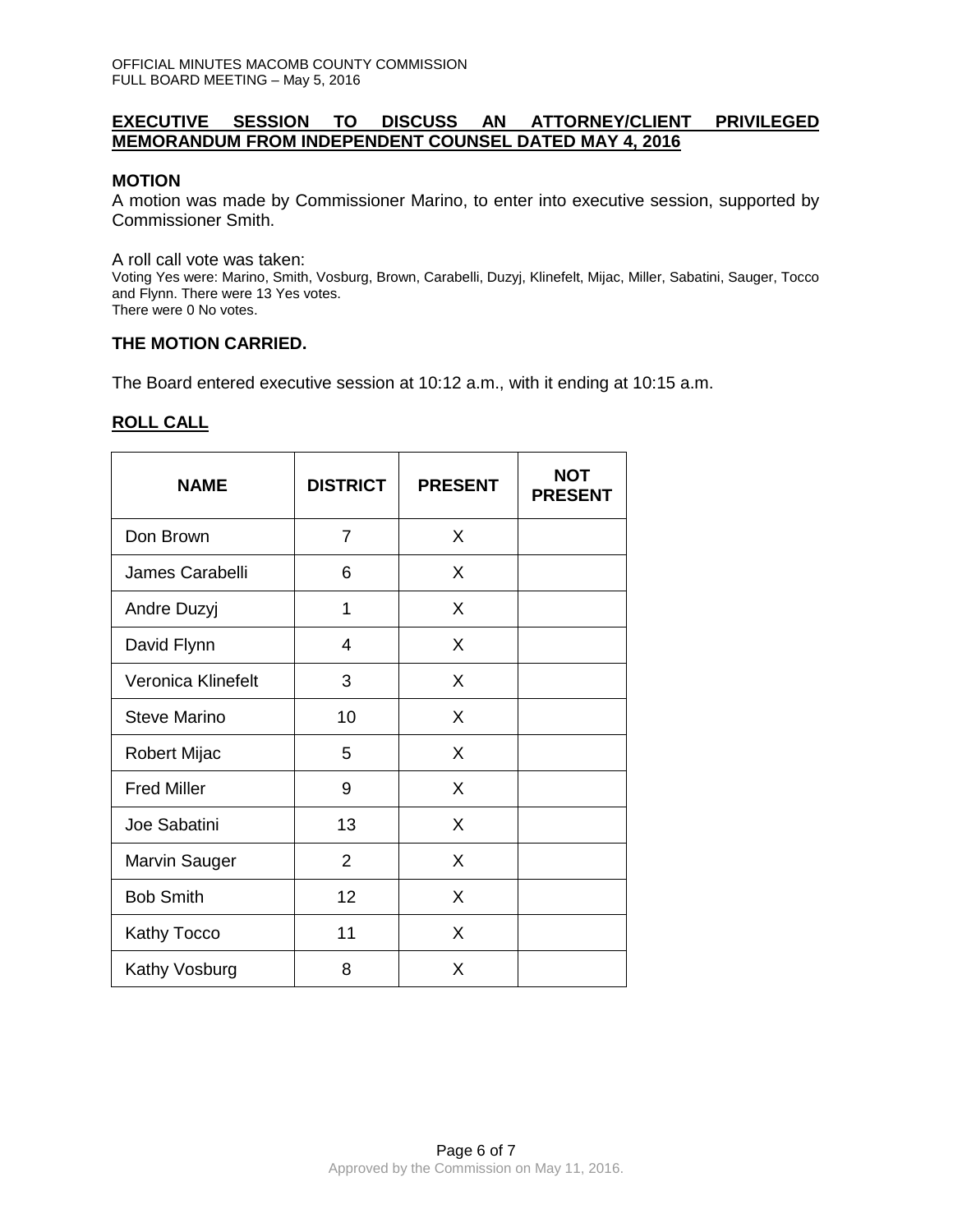## EXECUTIVE SESSION TO DISCUSS AN ATTORNEY/CLIENT PRIVILEGED MEMORANDUM FROM INDEPENDENT COUNSEL DATED MAY 4, 2016

### MOTION

A motion was made by Commissioner Marino, to enter into executive session, supported by Commissioner Smith.

A roll call vote was taken:
Voting Yes were: Marino, Smith, Vosburg, Brown, Carabelli, Duzyj, Klinefelt, Mijac, Miller, Sabatini, Sauger, Tocco and Flynn. There were 13 Yes votes.
There were 0 No votes.

**THE MOTION CARRIED.**

The Board entered executive session at 10:12 a.m., with it ending at 10:15 a.m.

## ROLL CALL

| NAME | DISTRICT | PRESENT | NOT PRESENT |
|---|---|---|---|
| Don Brown | 7 | X | |
| James Carabelli | 6 | X | |
| Andre Duzyj | 1 | X | |
| David Flynn | 4 | X | |
| Veronica Klinefelt | 3 | X | |
| Steve Marino | 10 | X | |
| Robert Mijac | 5 | X | |
| Fred Miller | 9 | X | |
| Joe Sabatini | 13 | X | |
| Marvin Sauger | 2 | X | |
| Bob Smith | 12 | X | |
| Kathy Tocco | 11 | X | |
| Kathy Vosburg | 8 | X | |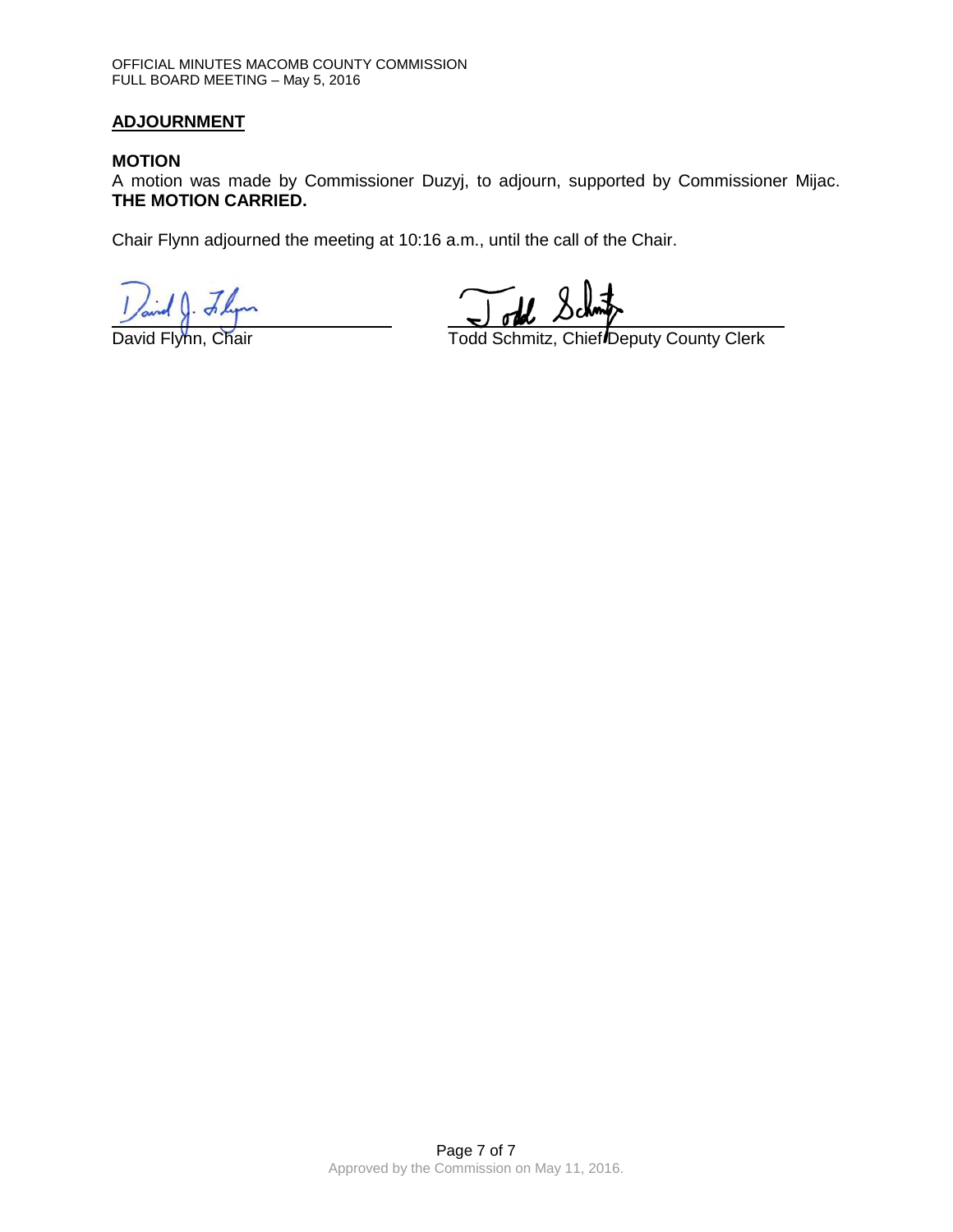## ADJOURNMENT

**MOTION**

A motion was made by Commissioner Duzyj, to adjourn, supported by Commissioner Mijac. **THE MOTION CARRIED.**

Chair Flynn adjourned the meeting at 10:16 a.m., until the call of the Chair.

David Flynn, Chair

Todd Schmitz, Chief Deputy County Clerk

Approved by the Commission on May 11, 2016.